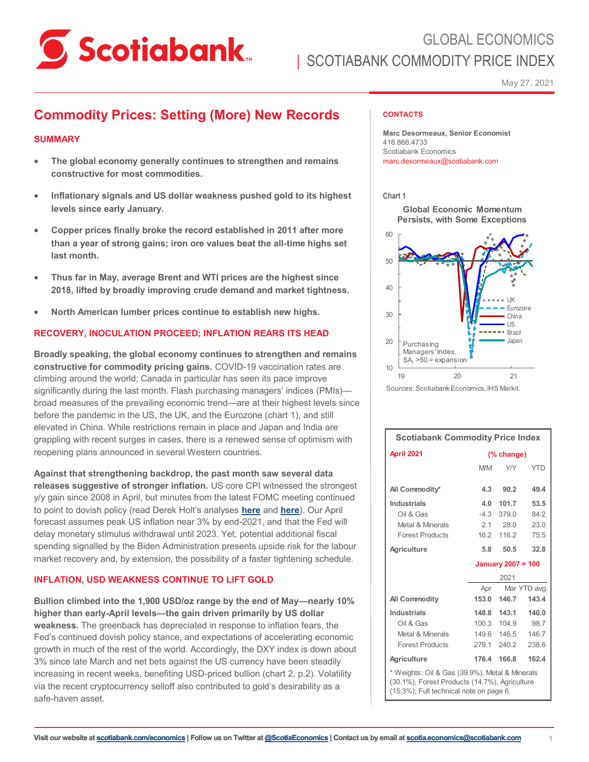# Commodity Prices: Setting (More) New Records

## SUMMARY

- **The global economy generally continues to strengthen and remains constructive for most commodities.**
- **Inflationary signals and US dollar weakness pushed gold to its highest levels since early January.**
- **Copper prices finally broke the record established in 2011 after more than a year of strong gains; iron ore values beat the all-time highs set last month.**
- **Thus far in May, average Brent and WTI prices are the highest since 2018, lifted by broadly improving crude demand and market tightness.**
- **North American lumber prices continue to establish new highs.**

## RECOVERY, INOCULATION PROCEED; INFLATION REARS ITS HEAD

**Broadly speaking, the global economy continues to strengthen and remains constructive for commodity pricing gains.** COVID-19 vaccination rates are climbing around the world; Canada in particular has seen its pace improve significantly during the last month. Flash purchasing managers' indices (PMIs)—broad measures of the prevailing economic trend—are at their highest levels since before the pandemic in the US, the UK, and the Eurozone (chart 1), and still elevated in China. While restrictions remain in place and Japan and India are grappling with recent surges in cases, there is a renewed sense of optimism with reopening plans announced in several Western countries.

**Against that strengthening backdrop, the past month saw several data releases suggestive of stronger inflation.** US core CPI witnessed the strongest y/y gain since 2008 in April, but minutes from the latest FOMC meeting continued to point to dovish policy (read Derek Holt's analyses here and here). Our April forecast assumes peak US inflation near 3% by end-2021, and that the Fed will delay monetary stimulus withdrawal until 2023. Yet, potential additional fiscal spending signalled by the Biden Administration presents upside risk for the labour market recovery and, by extension, the possibility of a faster tightening schedule.

## INFLATION, USD WEAKNESS CONTINUE TO LIFT GOLD

**Bullion climbed into the 1,900 USD/oz range by the end of May—nearly 10% higher than early-April levels—the gain driven primarily by US dollar weakness.** The greenback has depreciated in response to inflation fears, the Fed's continued dovish policy stance, and expectations of accelerating economic growth in much of the rest of the world. Accordingly, the DXY index is down about 3% since late March and net bets against the US currency have been steadily increasing in recent weeks, benefiting USD-priced bullion (chart 2, p.2). Volatility via the recent cryptocurrency selloff also contributed to gold's desirability as a safe-haven asset.

---

**CONTACTS**

**Marc Desormeaux, Senior Economist**
416.866.4733
Scotiabank Economics
marc.desormeaux@scotiabank.com

---

Chart 1

**Global Economic Momentum Persists, with Some Exceptions**

Purchasing Managers' Index, SA, >50 = expansion (UK, Eurozone, China, US, Brazil, Japan)

Sources: Scotiabank Economics, IHS Markit.

---

**Scotiabank Commodity Price Index**

| April 2021 | (% change) | | |
|---|---|---|---|
| | M/M | Y/Y | YTD |
| **All Commodity*** | **4.3** | **90.2** | **49.4** |
| **Industrials** | **4.0** | **101.7** | **53.5** |
| Oil & Gas | -4.3 | 379.0 | 84.2 |
| Metal & Minerals | 2.1 | 28.0 | 23.0 |
| Forest Products | 16.2 | 116.2 | 75.5 |
| **Agriculture** | **5.8** | **50.5** | **32.8** |

| January 2007 = 100 | 2021 | | |
|---|---|---|---|
| | Apr | Mar | YTD avg. |
| **All Commodity** | **153.0** | **146.7** | **143.4** |
| **Industrials** | **148.8** | **143.1** | **140.0** |
| Oil & Gas | 100.3 | 104.9 | 98.7 |
| Metal & Minerals | 149.6 | 146.5 | 146.7 |
| Forest Products | 279.1 | 240.2 | 238.6 |
| **Agriculture** | **176.4** | **166.8** | **162.4** |

\* Weights: Oil & Gas (39.9%), Metal & Minerals (30.1%), Forest Products (14.7%), Agriculture (15.3%); Full technical note on page 6.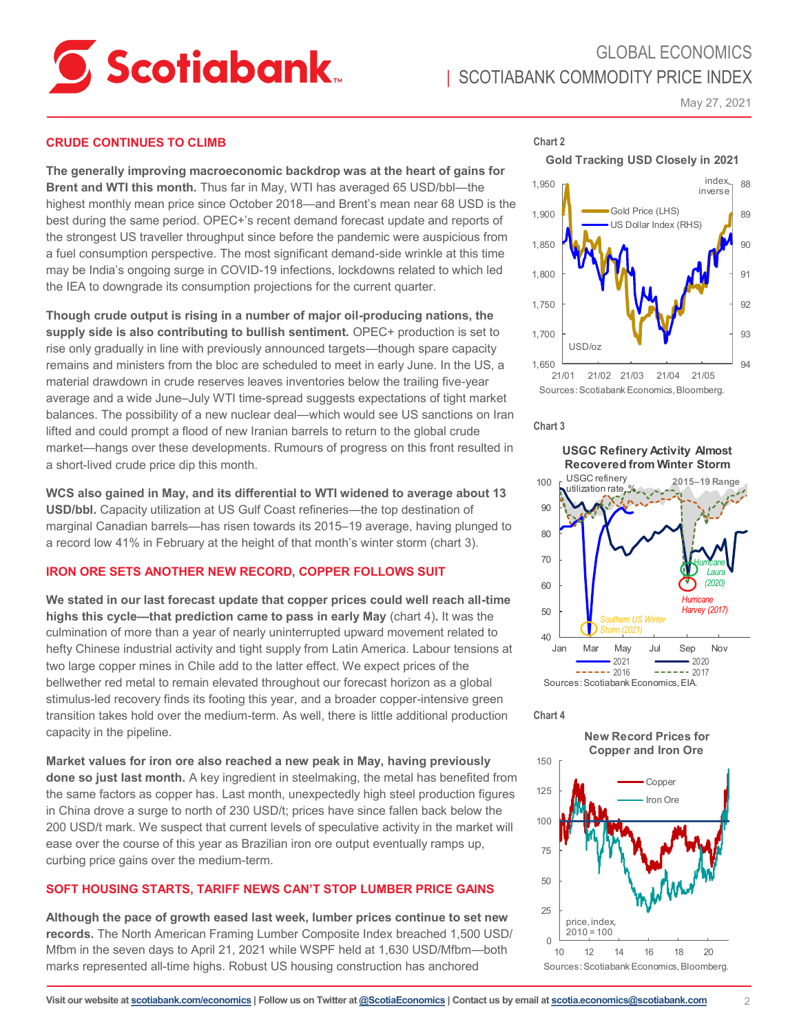## CRUDE CONTINUES TO CLIMB

**The generally improving macroeconomic backdrop was at the heart of gains for Brent and WTI this month.** Thus far in May, WTI has averaged 65 USD/bbl—the highest monthly mean price since October 2018—and Brent's mean near 68 USD is the best during the same period. OPEC+'s recent demand forecast update and reports of the strongest US traveller throughput since before the pandemic were auspicious from a fuel consumption perspective. The most significant demand-side wrinkle at this time may be India's ongoing surge in COVID-19 infections, lockdowns related to which led the IEA to downgrade its consumption projections for the current quarter.

**Though crude output is rising in a number of major oil-producing nations, the supply side is also contributing to bullish sentiment.** OPEC+ production is set to rise only gradually in line with previously announced targets—though spare capacity remains and ministers from the bloc are scheduled to meet in early June. In the US, a material drawdown in crude reserves leaves inventories below the trailing five-year average and a wide June–July WTI time-spread suggests expectations of tight market balances. The possibility of a new nuclear deal—which would see US sanctions on Iran lifted and could prompt a flood of new Iranian barrels to return to the global crude market—hangs over these developments. Rumours of progress on this front resulted in a short-lived crude price dip this month.

**WCS also gained in May, and its differential to WTI widened to average about 13 USD/bbl.** Capacity utilization at US Gulf Coast refineries—the top destination of marginal Canadian barrels—has risen towards its 2015–19 average, having plunged to a record low 41% in February at the height of that month's winter storm (chart 3).

## IRON ORE SETS ANOTHER NEW RECORD, COPPER FOLLOWS SUIT

**We stated in our last forecast update that copper prices could well reach all-time highs this cycle—that prediction came to pass in early May** (chart 4). It was the culmination of more than a year of nearly uninterrupted upward movement related to hefty Chinese industrial activity and tight supply from Latin America. Labour tensions at two large copper mines in Chile add to the latter effect. We expect prices of the bellwether red metal to remain elevated throughout our forecast horizon as a global stimulus-led recovery finds its footing this year, and a broader copper-intensive green transition takes hold over the medium-term. As well, there is little additional production capacity in the pipeline.

**Market values for iron ore also reached a new peak in May, having previously done so just last month.** A key ingredient in steelmaking, the metal has benefited from the same factors as copper has. Last month, unexpectedly high steel production figures in China drove a surge to north of 230 USD/t; prices have since fallen back below the 200 USD/t mark. We suspect that current levels of speculative activity in the market will ease over the course of this year as Brazilian iron ore output eventually ramps up, curbing price gains over the medium-term.

## SOFT HOUSING STARTS, TARIFF NEWS CAN'T STOP LUMBER PRICE GAINS

**Although the pace of growth eased last week, lumber prices continue to set new records.** The North American Framing Lumber Composite Index breached 1,500 USD/Mfbm in the seven days to April 21, 2021 while WSPF held at 1,630 USD/Mfbm—both marks represented all-time highs. Robust US housing construction has anchored

**Chart 2**

Gold Tracking USD Closely in 2021

Sources: Scotiabank Economics, Bloomberg.

**Chart 3**

USGC Refinery Activity Almost Recovered from Winter Storm

Sources: Scotiabank Economics, EIA.

**Chart 4**

New Record Prices for Copper and Iron Ore

Sources: Scotiabank Economics, Bloomberg.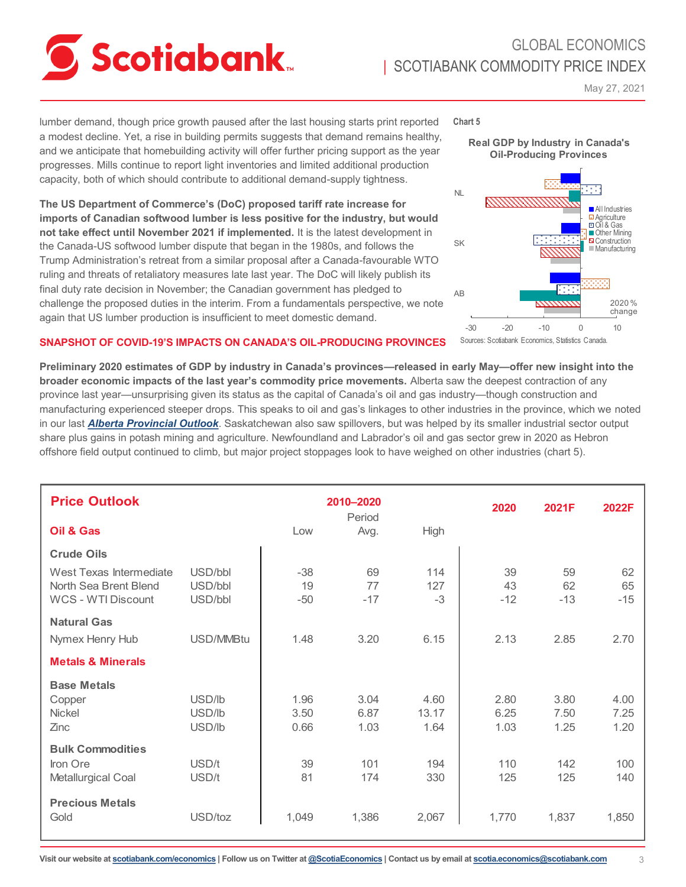lumber demand, though price growth paused after the last housing starts print reported a modest decline. Yet, a rise in building permits suggests that demand remains healthy, and we anticipate that homebuilding activity will offer further pricing support as the year progresses. Mills continue to report light inventories and limited additional production capacity, both of which should contribute to additional demand-supply tightness.

**The US Department of Commerce's (DoC) proposed tariff rate increase for imports of Canadian softwood lumber is less positive for the industry, but would not take effect until November 2021 if implemented.** It is the latest development in the Canada-US softwood lumber dispute that began in the 1980s, and follows the Trump Administration's retreat from a similar proposal after a Canada-favourable WTO ruling and threats of retaliatory measures late last year. The DoC will likely publish its final duty rate decision in November; the Canadian government has pledged to challenge the proposed duties in the interim. From a fundamentals perspective, we note again that US lumber production is insufficient to meet domestic demand.

## SNAPSHOT OF COVID-19'S IMPACTS ON CANADA'S OIL-PRODUCING PROVINCES

Chart 5

Real GDP by Industry in Canada's Oil-Producing Provinces

Sources: Scotiabank Economics, Statistics Canada.

**Preliminary 2020 estimates of GDP by industry in Canada's provinces—released in early May—offer new insight into the broader economic impacts of the last year's commodity price movements.** Alberta saw the deepest contraction of any province last year—unsurprising given its status as the capital of Canada's oil and gas industry—though construction and manufacturing experienced steeper drops. This speaks to oil and gas's linkages to other industries in the province, which we noted in our last ***Alberta Provincial Outlook***. Saskatchewan also saw spillovers, but was helped by its smaller industrial sector output share plus gains in potash mining and agriculture. Newfoundland and Labrador's oil and gas sector grew in 2020 as Hebron offshore field output continued to climb, but major project stoppages look to have weighed on other industries (chart 5).

| **Price Outlook** | | 2010–2020 | | | 2020 | 2021F | 2022F |
|---|---|---|---|---|---|---|---|
| **Oil & Gas** | | Low | Period Avg. | High | | | |
| **Crude Oils** | | | | | | | |
| West Texas Intermediate | USD/bbl | -38 | 69 | 114 | 39 | 59 | 62 |
| North Sea Brent Blend | USD/bbl | 19 | 77 | 127 | 43 | 62 | 65 |
| WCS - WTI Discount | USD/bbl | -50 | -17 | -3 | -12 | -13 | -15 |
| **Natural Gas** | | | | | | | |
| Nymex Henry Hub | USD/MMBtu | 1.48 | 3.20 | 6.15 | 2.13 | 2.85 | 2.70 |
| **Metals & Minerals** | | | | | | | |
| **Base Metals** | | | | | | | |
| Copper | USD/lb | 1.96 | 3.04 | 4.60 | 2.80 | 3.80 | 4.00 |
| Nickel | USD/lb | 3.50 | 6.87 | 13.17 | 6.25 | 7.50 | 7.25 |
| Zinc | USD/lb | 0.66 | 1.03 | 1.64 | 1.03 | 1.25 | 1.20 |
| **Bulk Commodities** | | | | | | | |
| Iron Ore | USD/t | 39 | 101 | 194 | 110 | 142 | 100 |
| Metallurgical Coal | USD/t | 81 | 174 | 330 | 125 | 125 | 140 |
| **Precious Metals** | | | | | | | |
| Gold | USD/toz | 1,049 | 1,386 | 2,067 | 1,770 | 1,837 | 1,850 |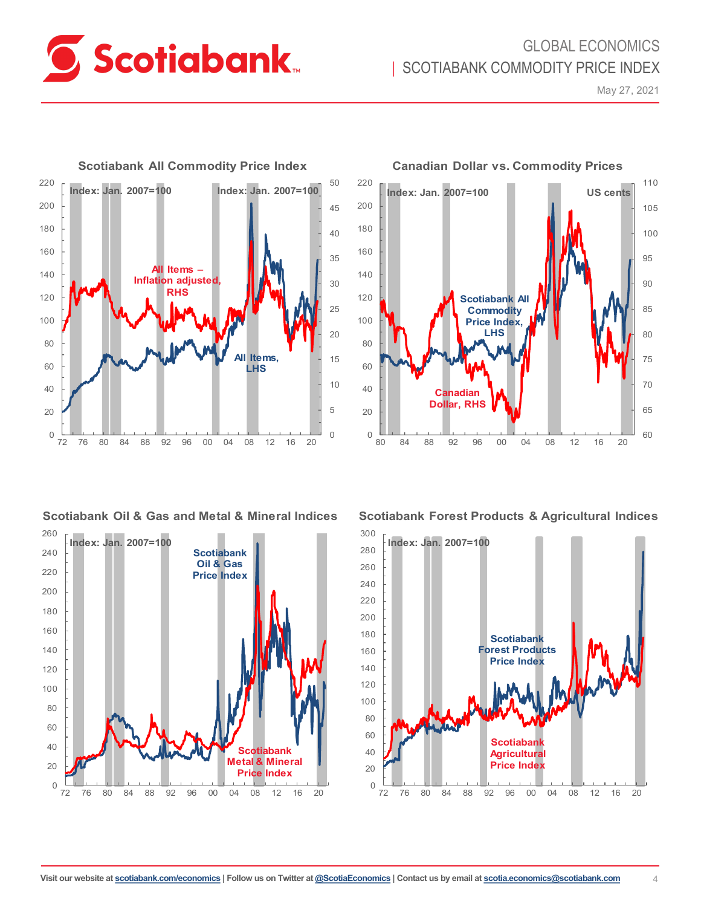### Scotiabank All Commodity Price Index

Index: Jan. 2007=100

All Items – Inflation adjusted, RHS

All Items, LHS

### Canadian Dollar vs. Commodity Prices

Index: Jan. 2007=100

US cents

Scotiabank All Commodity Price Index, LHS

Canadian Dollar, RHS

### Scotiabank Oil & Gas and Metal & Mineral Indices

Index: Jan. 2007=100

Scotiabank Oil & Gas Price Index

Scotiabank Metal & Mineral Price Index

### Scotiabank Forest Products & Agricultural Indices

Index: Jan. 2007=100

Scotiabank Forest Products Price Index

Scotiabank Agricultural Price Index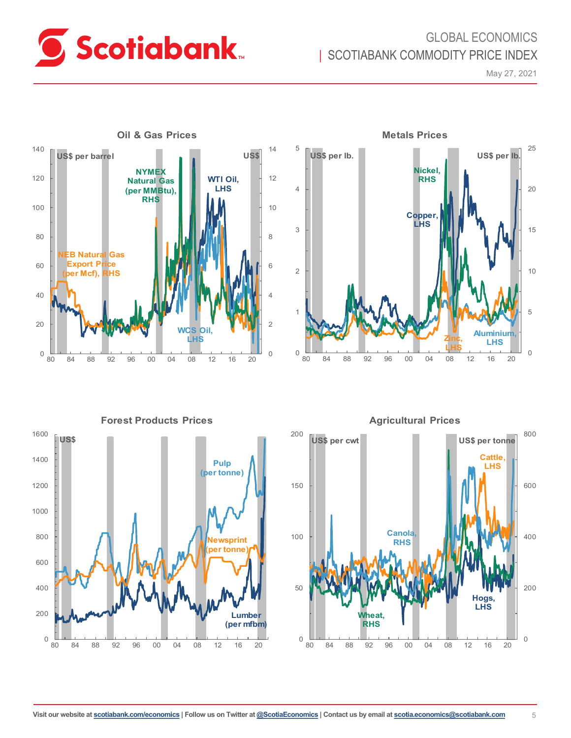## Oil & Gas Prices

US$ per barrel | US$

NYMEX Natural Gas (per MMBtu), RHS

WTI Oil, LHS

NEB Natural Gas Export Price (per Mcf), RHS

WCS Oil, LHS

## Metals Prices

US$ per lb. | US$ per lb.

Nickel, RHS

Copper, LHS

Zinc, LHS

Aluminium, LHS

## Forest Products Prices

US$

Pulp (per tonne)

Newsprint (per tonne)

Lumber (per mfbm)

## Agricultural Prices

US$ per cwt | US$ per tonne

Cattle, LHS

Canola, RHS

Hogs, LHS

Wheat, RHS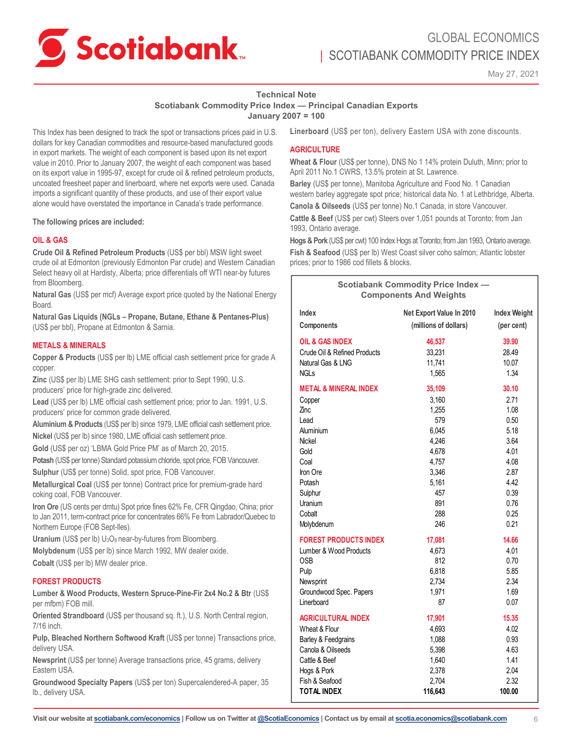### Technical Note

### Scotiabank Commodity Price Index — Principal Canadian Exports

### January 2007 = 100

This Index has been designed to track the spot or transactions prices paid in U.S. dollars for key Canadian commodities and resource-based manufactured goods in export markets. The weight of each component is based upon its net export value in 2010. Prior to January 2007, the weight of each component was based on its export value in 1995-97, except for crude oil & refined petroleum products, uncoated freesheet paper and linerboard, where net exports were used. Canada imports a significant quantity of these products, and use of their export value alone would have overstated the importance in Canada's trade performance.

**The following prices are included:**

#### OIL & GAS

**Crude Oil & Refined Petroleum Products** (US$ per bbl) MSW light sweet crude oil at Edmonton (previously Edmonton Par crude) and Western Canadian Select heavy oil at Hardisty, Alberta; price differentials off WTI near-by futures from Bloomberg.

**Natural Gas** (US$ per mcf) Average export price quoted by the National Energy Board.

**Natural Gas Liquids (NGLs – Propane, Butane, Ethane & Pentanes-Plus)** (US$ per bbl), Propane at Edmonton & Sarnia.

#### METALS & MINERALS

**Copper & Products** (US$ per lb) LME official cash settlement price for grade A copper.

**Zinc** (US$ per lb) LME SHG cash settlement: prior to Sept 1990, U.S. producers' price for high-grade zinc delivered.

**Lead** (US$ per lb) LME official cash settlement price; prior to Jan. 1991, U.S. producers' price for common grade delivered.

**Aluminium & Products** (US$ per lb) since 1979, LME official cash settlement price.

**Nickel** (US$ per lb) since 1980, LME official cash settlement price.

**Gold** (US$ per oz) 'LBMA Gold Price PM' as of March 20, 2015.

**Potash** (US$ per tonne) Standard potassium chloride, spot price, FOB Vancouver.

**Sulphur** (US$ per tonne) Solid, spot price, FOB Vancouver.

**Metallurgical Coal** (US$ per tonne) Contract price for premium-grade hard coking coal, FOB Vancouver.

**Iron Ore** (US cents per dmtu) Spot price fines 62% Fe, CFR Qingdao, China; prior to Jan 2011, term-contract price for concentrates 66% Fe from Labrador/Quebec to Northern Europe (FOB Sept-Iles).

**Uranium** (US$ per lb) $U_3O_8$ near-by-futures from Bloomberg.

**Molybdenum** (US$ per lb) since March 1992, MW dealer oxide.

**Cobalt** (US$ per lb) MW dealer price.

#### FOREST PRODUCTS

**Lumber & Wood Products, Western Spruce-Pine-Fir 2x4 No.2 & Btr** (US$ per mfbm) FOB mill.

**Oriented Strandboard** (US$ per thousand sq. ft.), U.S. North Central region, 7/16 inch.

**Pulp, Bleached Northern Softwood Kraft** (US$ per tonne) Transactions price, delivery USA.

**Newsprint** (US$ per tonne) Average transactions price, 45 grams, delivery Eastern USA.

**Groundwood Specialty Papers** (US$ per ton) Supercalendered-A paper, 35 lb., delivery USA.

**Linerboard** (US$ per ton), delivery Eastern USA with zone discounts.

#### AGRICULTURE

**Wheat & Flour** (US$ per tonne), DNS No 1 14% protein Duluth, Minn; prior to April 2011 No.1 CWRS, 13.5% protein at St. Lawrence.

**Barley** (US$ per tonne), Manitoba Agriculture and Food No. 1 Canadian western barley aggregate spot price; historical data No. 1 at Lethbridge, Alberta.

**Canola & Oilseeds** (US$ per tonne) No.1 Canada, in store Vancouver.

**Cattle & Beef** (US$ per cwt) Steers over 1,051 pounds at Toronto; from Jan 1993, Ontario average.

**Hogs & Pork** (US$ per cwt) 100 Index Hogs at Toronto; from Jan 1993, Ontario average.

**Fish & Seafood** (US$ per lb) West Coast silver coho salmon; Atlantic lobster prices; prior to 1986 cod fillets & blocks.

**Scotiabank Commodity Price Index — Components And Weights**

| Index Components | Net Export Value In 2010 (millions of dollars) | Index Weight (per cent) |
|---|---|---|
| **OIL & GAS INDEX** | **46,537** | **39.90** |
| Crude Oil & Refined Products | 33,231 | 28.49 |
| Natural Gas & LNG | 11,741 | 10.07 |
| NGLs | 1,565 | 1.34 |
| **METAL & MINERAL INDEX** | **35,109** | **30.10** |
| Copper | 3,160 | 2.71 |
| Zinc | 1,255 | 1.08 |
| Lead | 579 | 0.50 |
| Aluminium | 6,045 | 5.18 |
| Nickel | 4,246 | 3.64 |
| Gold | 4,678 | 4.01 |
| Coal | 4,757 | 4.08 |
| Iron Ore | 3,346 | 2.87 |
| Potash | 5,161 | 4.42 |
| Sulphur | 457 | 0.39 |
| Uranium | 891 | 0.76 |
| Cobalt | 288 | 0.25 |
| Molybdenum | 246 | 0.21 |
| **FOREST PRODUCTS INDEX** | **17,081** | **14.66** |
| Lumber & Wood Products | 4,673 | 4.01 |
| OSB | 812 | 0.70 |
| Pulp | 6,818 | 5.85 |
| Newsprint | 2,734 | 2.34 |
| Groundwood Spec. Papers | 1,971 | 1.69 |
| Linerboard | 87 | 0.07 |
| **AGRICULTURAL INDEX** | **17,901** | **15.35** |
| Wheat & Flour | 4,693 | 4.02 |
| Barley & Feedgrains | 1,088 | 0.93 |
| Canola & Oilseeds | 5,398 | 4.63 |
| Cattle & Beef | 1,640 | 1.41 |
| Hogs & Pork | 2,378 | 2.04 |
| Fish & Seafood | 2,704 | 2.32 |
| **TOTAL INDEX** | **116,643** | **100.00** |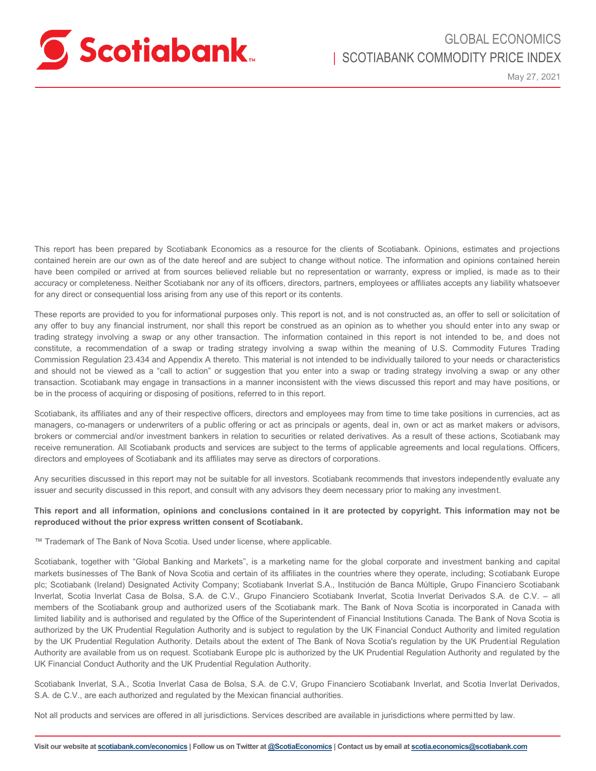This report has been prepared by Scotiabank Economics as a resource for the clients of Scotiabank. Opinions, estimates and projections contained herein are our own as of the date hereof and are subject to change without notice. The information and opinions contained herein have been compiled or arrived at from sources believed reliable but no representation or warranty, express or implied, is made as to their accuracy or completeness. Neither Scotiabank nor any of its officers, directors, partners, employees or affiliates accepts any liability whatsoever for any direct or consequential loss arising from any use of this report or its contents.

These reports are provided to you for informational purposes only. This report is not, and is not constructed as, an offer to sell or solicitation of any offer to buy any financial instrument, nor shall this report be construed as an opinion as to whether you should enter into any swap or trading strategy involving a swap or any other transaction. The information contained in this report is not intended to be, and does not constitute, a recommendation of a swap or trading strategy involving a swap within the meaning of U.S. Commodity Futures Trading Commission Regulation 23.434 and Appendix A thereto. This material is not intended to be individually tailored to your needs or characteristics and should not be viewed as a "call to action" or suggestion that you enter into a swap or trading strategy involving a swap or any other transaction. Scotiabank may engage in transactions in a manner inconsistent with the views discussed this report and may have positions, or be in the process of acquiring or disposing of positions, referred to in this report.

Scotiabank, its affiliates and any of their respective officers, directors and employees may from time to time take positions in currencies, act as managers, co-managers or underwriters of a public offering or act as principals or agents, deal in, own or act as market makers or advisors, brokers or commercial and/or investment bankers in relation to securities or related derivatives. As a result of these actions, Scotiabank may receive remuneration. All Scotiabank products and services are subject to the terms of applicable agreements and local regulations. Officers, directors and employees of Scotiabank and its affiliates may serve as directors of corporations.

Any securities discussed in this report may not be suitable for all investors. Scotiabank recommends that investors independently evaluate any issuer and security discussed in this report, and consult with any advisors they deem necessary prior to making any investment.

**This report and all information, opinions and conclusions contained in it are protected by copyright. This information may not be reproduced without the prior express written consent of Scotiabank.**

™ Trademark of The Bank of Nova Scotia. Used under license, where applicable.

Scotiabank, together with "Global Banking and Markets", is a marketing name for the global corporate and investment banking and capital markets businesses of The Bank of Nova Scotia and certain of its affiliates in the countries where they operate, including; Scotiabank Europe plc; Scotiabank (Ireland) Designated Activity Company; Scotiabank Inverlat S.A., Institución de Banca Múltiple, Grupo Financiero Scotiabank Inverlat, Scotia Inverlat Casa de Bolsa, S.A. de C.V., Grupo Financiero Scotiabank Inverlat, Scotia Inverlat Derivados S.A. de C.V. – all members of the Scotiabank group and authorized users of the Scotiabank mark. The Bank of Nova Scotia is incorporated in Canada with limited liability and is authorised and regulated by the Office of the Superintendent of Financial Institutions Canada. The Bank of Nova Scotia is authorized by the UK Prudential Regulation Authority and is subject to regulation by the UK Financial Conduct Authority and limited regulation by the UK Prudential Regulation Authority. Details about the extent of The Bank of Nova Scotia's regulation by the UK Prudential Regulation Authority are available from us on request. Scotiabank Europe plc is authorized by the UK Prudential Regulation Authority and regulated by the UK Financial Conduct Authority and the UK Prudential Regulation Authority.

Scotiabank Inverlat, S.A., Scotia Inverlat Casa de Bolsa, S.A. de C.V, Grupo Financiero Scotiabank Inverlat, and Scotia Inverlat Derivados, S.A. de C.V., are each authorized and regulated by the Mexican financial authorities.

Not all products and services are offered in all jurisdictions. Services described are available in jurisdictions where permitted by law.